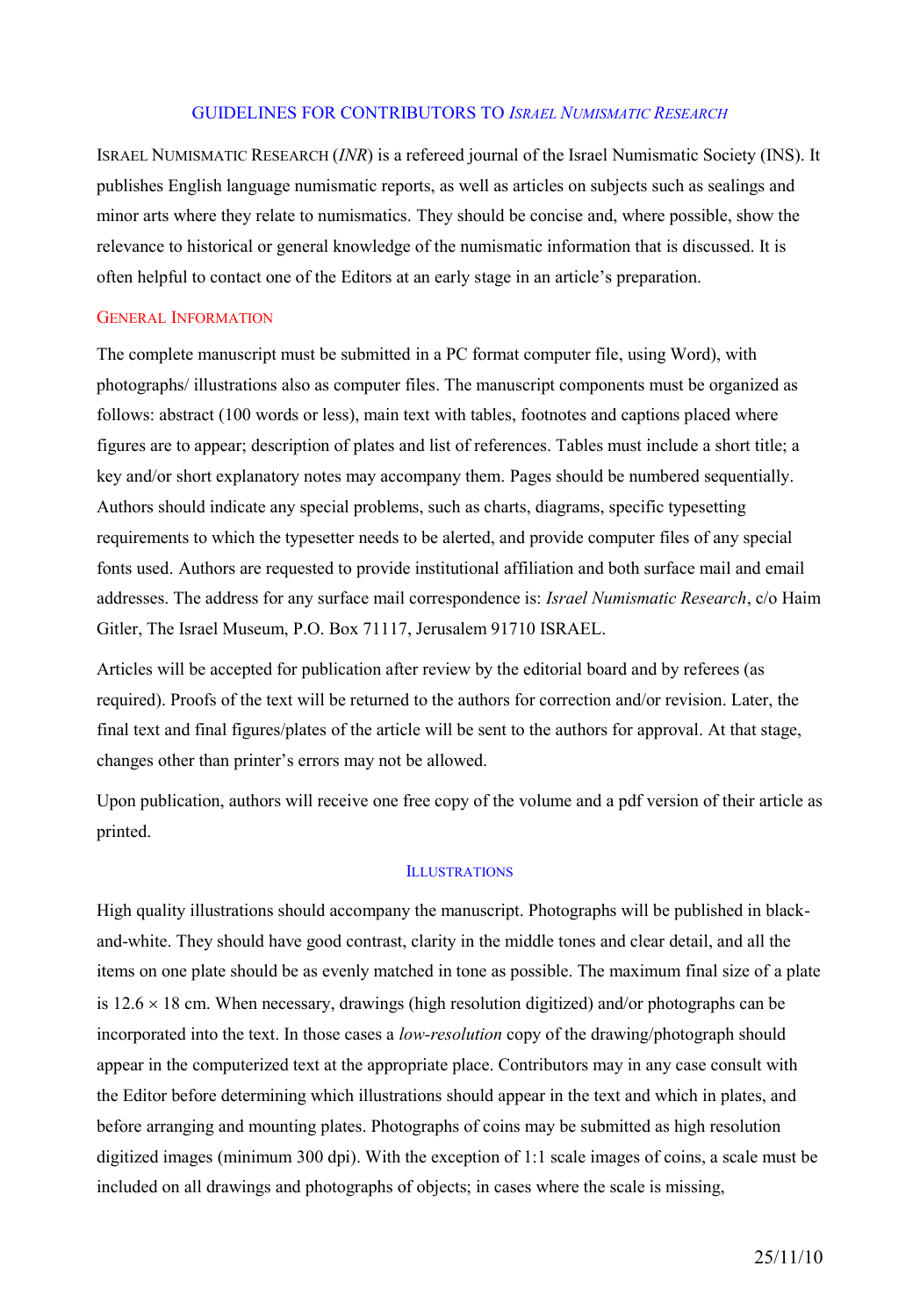# GUIDELINES FOR CONTRIBUTORS TO *ISRAEL NUMISMATIC RESEARCH*

ISRAEL NUMISMATIC RESEARCH (*INR*) is a refereed journal of the Israel Numismatic Society (INS). It publishes English language numismatic reports, as well as articles on subjects such as sealings and minor arts where they relate to numismatics. They should be concise and, where possible, show the relevance to historical or general knowledge of the numismatic information that is discussed. It is often helpful to contact one of the Editors at an early stage in an article's preparation.

## GENERAL INFORMATION

The complete manuscript must be submitted in a PC format computer file, using Word), with photographs/ illustrations also as computer files. The manuscript components must be organized as follows: abstract (100 words or less), main text with tables, footnotes and captions placed where figures are to appear; description of plates and list of references. Tables must include a short title; a key and/or short explanatory notes may accompany them. Pages should be numbered sequentially. Authors should indicate any special problems, such as charts, diagrams, specific typesetting requirements to which the typesetter needs to be alerted, and provide computer files of any special fonts used. Authors are requested to provide institutional affiliation and both surface mail and email addresses. The address for any surface mail correspondence is: *Israel Numismatic Research*, c/o Haim Gitler, The Israel Museum, P.O. Box 71117, Jerusalem 91710 ISRAEL.

Articles will be accepted for publication after review by the editorial board and by referees (as required). Proofs of the text will be returned to the authors for correction and/or revision. Later, the final text and final figures/plates of the article will be sent to the authors for approval. At that stage, changes other than printer's errors may not be allowed.

Upon publication, authors will receive one free copy of the volume and a pdf version of their article as printed.

## ILLUSTRATIONS

High quality illustrations should accompany the manuscript. Photographs will be published in black-and-white. They should have good contrast, clarity in the middle tones and clear detail, and all the items on one plate should be as evenly matched in tone as possible. The maximum final size of a plate is 12.6 × 18 cm. When necessary, drawings (high resolution digitized) and/or photographs can be incorporated into the text. In those cases a *low-resolution* copy of the drawing/photograph should appear in the computerized text at the appropriate place. Contributors may in any case consult with the Editor before determining which illustrations should appear in the text and which in plates, and before arranging and mounting plates. Photographs of coins may be submitted as high resolution digitized images (minimum 300 dpi). With the exception of 1:1 scale images of coins, a scale must be included on all drawings and photographs of objects; in cases where the scale is missing,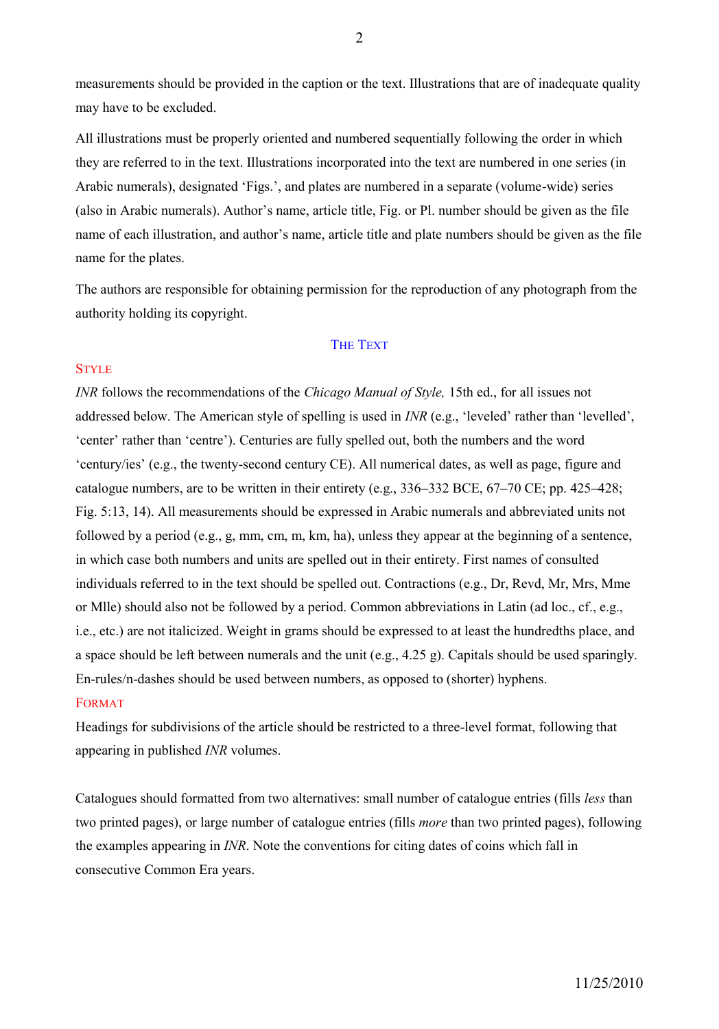measurements should be provided in the caption or the text. Illustrations that are of inadequate quality may have to be excluded.

All illustrations must be properly oriented and numbered sequentially following the order in which they are referred to in the text. Illustrations incorporated into the text are numbered in one series (in Arabic numerals), designated 'Figs.', and plates are numbered in a separate (volume-wide) series (also in Arabic numerals). Author's name, article title, Fig. or Pl. number should be given as the file name of each illustration, and author's name, article title and plate numbers should be given as the file name for the plates.

The authors are responsible for obtaining permission for the reproduction of any photograph from the authority holding its copyright.

## The Text

### Style

*INR* follows the recommendations of the *Chicago Manual of Style,* 15th ed., for all issues not addressed below. The American style of spelling is used in *INR* (e.g., 'leveled' rather than 'levelled', 'center' rather than 'centre'). Centuries are fully spelled out, both the numbers and the word 'century/ies' (e.g., the twenty-second century CE). All numerical dates, as well as page, figure and catalogue numbers, are to be written in their entirety (e.g., 336–332 BCE, 67–70 CE; pp. 425–428; Fig. 5:13, 14). All measurements should be expressed in Arabic numerals and abbreviated units not followed by a period (e.g., g, mm, cm, m, km, ha), unless they appear at the beginning of a sentence, in which case both numbers and units are spelled out in their entirety. First names of consulted individuals referred to in the text should be spelled out. Contractions (e.g., Dr, Revd, Mr, Mrs, Mme or Mlle) should also not be followed by a period. Common abbreviations in Latin (ad loc., cf., e.g., i.e., etc.) are not italicized. Weight in grams should be expressed to at least the hundredths place, and a space should be left between numerals and the unit (e.g., 4.25 g). Capitals should be used sparingly. En-rules/n-dashes should be used between numbers, as opposed to (shorter) hyphens.

### Format

Headings for subdivisions of the article should be restricted to a three-level format, following that appearing in published *INR* volumes.

Catalogues should formatted from two alternatives: small number of catalogue entries (fills *less* than two printed pages), or large number of catalogue entries (fills *more* than two printed pages), following the examples appearing in *INR*. Note the conventions for citing dates of coins which fall in consecutive Common Era years.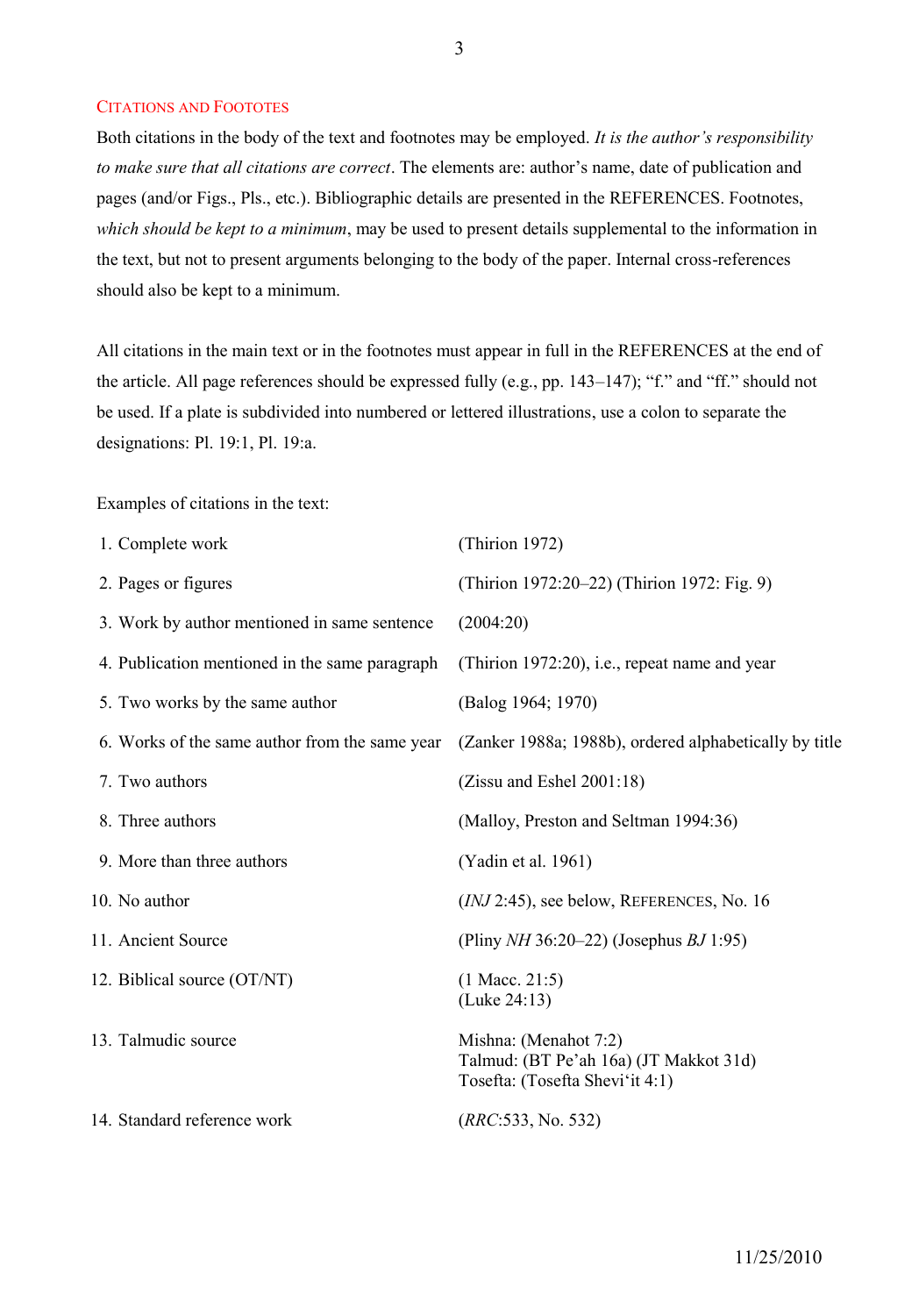## CITATIONS AND FOOTOTES

Both citations in the body of the text and footnotes may be employed. *It is the author's responsibility to make sure that all citations are correct*. The elements are: author's name, date of publication and pages (and/or Figs., Pls., etc.). Bibliographic details are presented in the REFERENCES. Footnotes, *which should be kept to a minimum*, may be used to present details supplemental to the information in the text, but not to present arguments belonging to the body of the paper. Internal cross-references should also be kept to a minimum.

All citations in the main text or in the footnotes must appear in full in the REFERENCES at the end of the article. All page references should be expressed fully (e.g., pp. 143–147); "f." and "ff." should not be used. If a plate is subdivided into numbered or lettered illustrations, use a colon to separate the designations: Pl. 19:1, Pl. 19:a.

Examples of citations in the text:

| | |
|---|---|
| 1. Complete work | (Thirion 1972) |
| 2. Pages or figures | (Thirion 1972:20–22) (Thirion 1972: Fig. 9) |
| 3. Work by author mentioned in same sentence | (2004:20) |
| 4. Publication mentioned in the same paragraph | (Thirion 1972:20), i.e., repeat name and year |
| 5. Two works by the same author | (Balog 1964; 1970) |
| 6. Works of the same author from the same year | (Zanker 1988a; 1988b), ordered alphabetically by title |
| 7. Two authors | (Zissu and Eshel 2001:18) |
| 8. Three authors | (Malloy, Preston and Seltman 1994:36) |
| 9. More than three authors | (Yadin et al. 1961) |
| 10. No author | (*INJ* 2:45), see below, REFERENCES, No. 16 |
| 11. Ancient Source | (Pliny *NH* 36:20–22) (Josephus *BJ* 1:95) |
| 12. Biblical source (OT/NT) | (1 Macc. 21:5)<br>(Luke 24:13) |
| 13. Talmudic source | Mishna: (Menahot 7:2)<br>Talmud: (BT Pe'ah 16a) (JT Makkot 31d)<br>Tosefta: (Tosefta Shevi'it 4:1) |
| 14. Standard reference work | (*RRC*:533, No. 532) |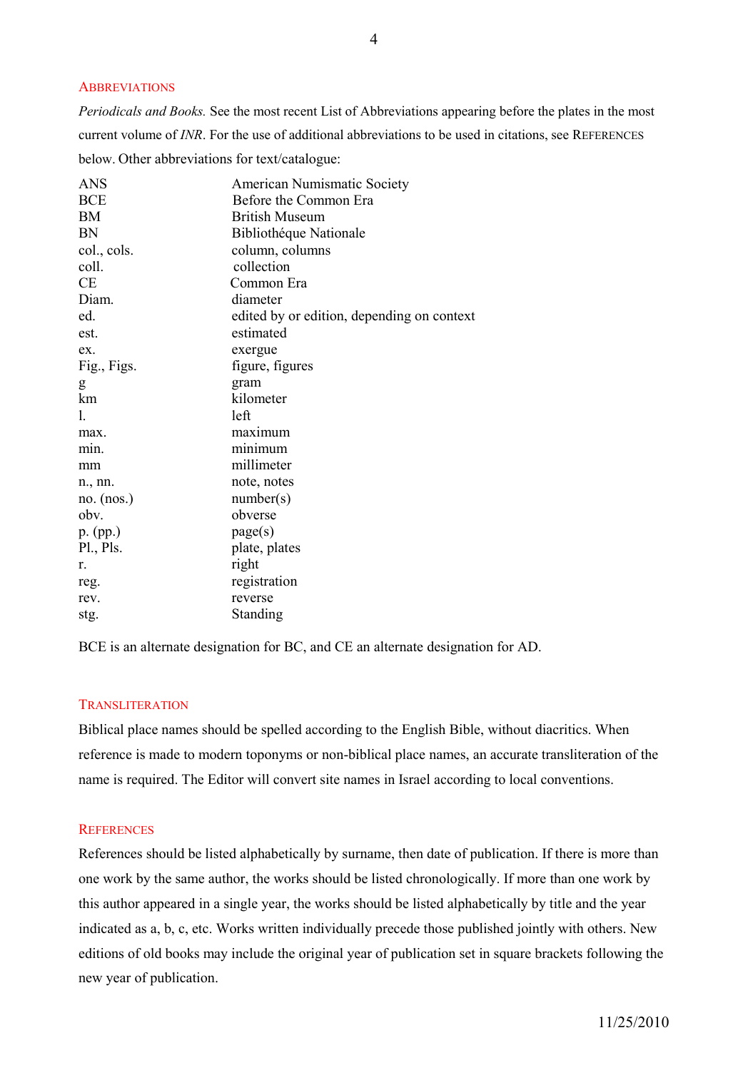## Abbreviations

*Periodicals and Books.* See the most recent List of Abbreviations appearing before the plates in the most current volume of *INR*. For the use of additional abbreviations to be used in citations, see References below. Other abbreviations for text/catalogue:

| | |
|---|---|
| ANS | American Numismatic Society |
| BCE | Before the Common Era |
| BM | British Museum |
| BN | Bibliothéque Nationale |
| col., cols. | column, columns |
| coll. | collection |
| CE | Common Era |
| Diam. | diameter |
| ed. | edited by or edition, depending on context |
| est. | estimated |
| ex. | exergue |
| Fig., Figs. | figure, figures |
| g | gram |
| km | kilometer |
| l. | left |
| max. | maximum |
| min. | minimum |
| mm | millimeter |
| n., nn. | note, notes |
| no. (nos.) | number(s) |
| obv. | obverse |
| p. (pp.) | page(s) |
| Pl., Pls. | plate, plates |
| r. | right |
| reg. | registration |
| rev. | reverse |
| stg. | Standing |

BCE is an alternate designation for BC, and CE an alternate designation for AD.

## Transliteration

Biblical place names should be spelled according to the English Bible, without diacritics. When reference is made to modern toponyms or non-biblical place names, an accurate transliteration of the name is required. The Editor will convert site names in Israel according to local conventions.

## References

References should be listed alphabetically by surname, then date of publication. If there is more than one work by the same author, the works should be listed chronologically. If more than one work by this author appeared in a single year, the works should be listed alphabetically by title and the year indicated as a, b, c, etc. Works written individually precede those published jointly with others. New editions of old books may include the original year of publication set in square brackets following the new year of publication.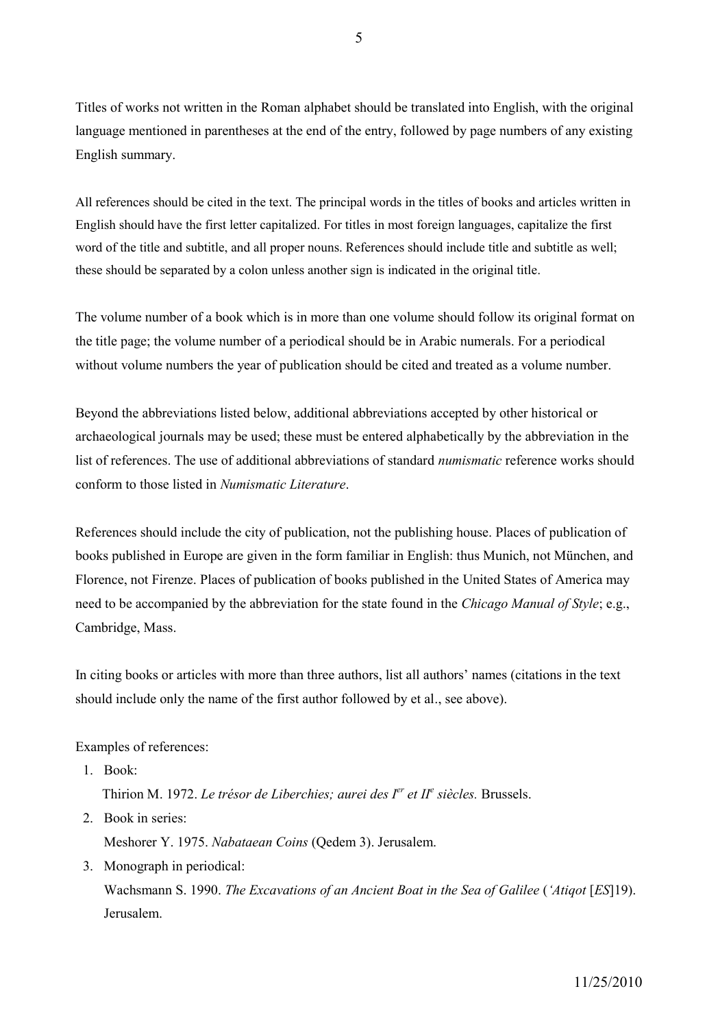Titles of works not written in the Roman alphabet should be translated into English, with the original language mentioned in parentheses at the end of the entry, followed by page numbers of any existing English summary.

All references should be cited in the text. The principal words in the titles of books and articles written in English should have the first letter capitalized. For titles in most foreign languages, capitalize the first word of the title and subtitle, and all proper nouns. References should include title and subtitle as well; these should be separated by a colon unless another sign is indicated in the original title.

The volume number of a book which is in more than one volume should follow its original format on the title page; the volume number of a periodical should be in Arabic numerals. For a periodical without volume numbers the year of publication should be cited and treated as a volume number.

Beyond the abbreviations listed below, additional abbreviations accepted by other historical or archaeological journals may be used; these must be entered alphabetically by the abbreviation in the list of references. The use of additional abbreviations of standard *numismatic* reference works should conform to those listed in *Numismatic Literature*.

References should include the city of publication, not the publishing house. Places of publication of books published in Europe are given in the form familiar in English: thus Munich, not München, and Florence, not Firenze. Places of publication of books published in the United States of America may need to be accompanied by the abbreviation for the state found in the *Chicago Manual of Style*; e.g., Cambridge, Mass.

In citing books or articles with more than three authors, list all authors' names (citations in the text should include only the name of the first author followed by et al., see above).

Examples of references:

1. Book:
   Thirion M. 1972. *Le trésor de Liberchies; aurei des I$^{er}$ et II$^{e}$ siècles.* Brussels.
2. Book in series:
   Meshorer Y. 1975. *Nabataean Coins* (Qedem 3). Jerusalem.
3. Monograph in periodical:
   Wachsmann S. 1990. *The Excavations of an Ancient Boat in the Sea of Galilee* (*'Atiqot* [*ES*]19). Jerusalem.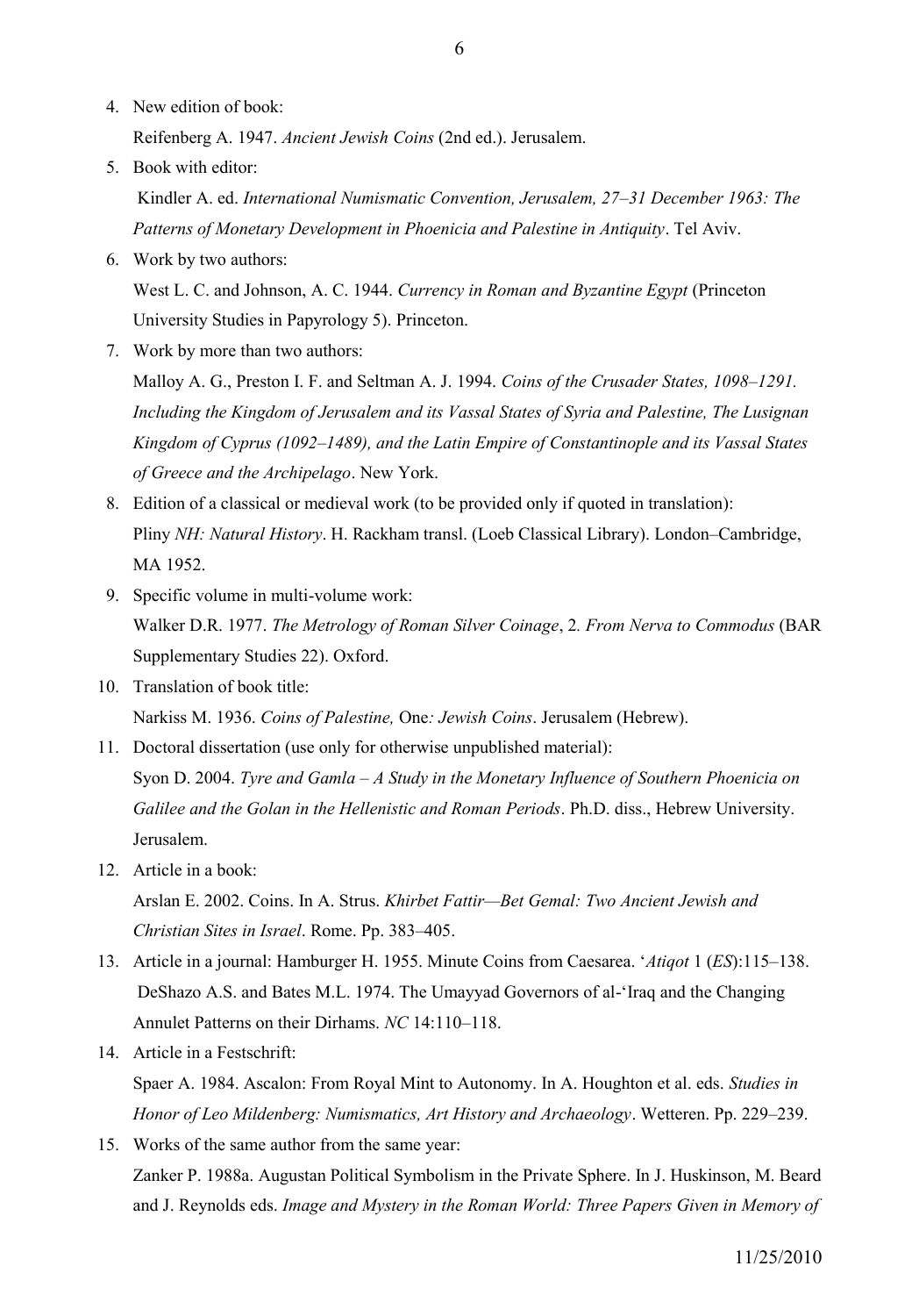4. New edition of book:

   Reifenberg A. 1947. *Ancient Jewish Coins* (2nd ed.). Jerusalem.

5. Book with editor:

   Kindler A. ed. *International Numismatic Convention, Jerusalem, 27–31 December 1963: The Patterns of Monetary Development in Phoenicia and Palestine in Antiquity*. Tel Aviv.

6. Work by two authors:

   West L. C. and Johnson, A. C. 1944. *Currency in Roman and Byzantine Egypt* (Princeton University Studies in Papyrology 5). Princeton.

7. Work by more than two authors:

   Malloy A. G., Preston I. F. and Seltman A. J. 1994. *Coins of the Crusader States, 1098–1291. Including the Kingdom of Jerusalem and its Vassal States of Syria and Palestine, The Lusignan Kingdom of Cyprus (1092–1489), and the Latin Empire of Constantinople and its Vassal States of Greece and the Archipelago*. New York.

8. Edition of a classical or medieval work (to be provided only if quoted in translation):

   Pliny *NH: Natural History*. H. Rackham transl. (Loeb Classical Library). London–Cambridge, MA 1952.

9. Specific volume in multi-volume work:

   Walker D.R. 1977. *The Metrology of Roman Silver Coinage*, 2*. From Nerva to Commodus* (BAR Supplementary Studies 22). Oxford.

10. Translation of book title:

    Narkiss M. 1936. *Coins of Palestine,* One*: Jewish Coins*. Jerusalem (Hebrew).

11. Doctoral dissertation (use only for otherwise unpublished material):

    Syon D. 2004. *Tyre and Gamla – A Study in the Monetary Influence of Southern Phoenicia on Galilee and the Golan in the Hellenistic and Roman Periods*. Ph.D. diss., Hebrew University. Jerusalem.

12. Article in a book:

    Arslan E. 2002. Coins. In A. Strus. *Khirbet Fattir—Bet Gemal: Two Ancient Jewish and Christian Sites in Israel*. Rome. Pp. 383–405.

13. Article in a journal: Hamburger H. 1955. Minute Coins from Caesarea. *'Atiqot* 1 (*ES*):115–138. DeShazo A.S. and Bates M.L. 1974. The Umayyad Governors of al-'Iraq and the Changing Annulet Patterns on their Dirhams. *NC* 14:110–118.

14. Article in a Festschrift:

    Spaer A. 1984. Ascalon: From Royal Mint to Autonomy. In A. Houghton et al. eds. *Studies in Honor of Leo Mildenberg: Numismatics, Art History and Archaeology*. Wetteren. Pp. 229–239.

15. Works of the same author from the same year:

    Zanker P. 1988a. Augustan Political Symbolism in the Private Sphere. In J. Huskinson, M. Beard and J. Reynolds eds. *Image and Mystery in the Roman World: Three Papers Given in Memory of*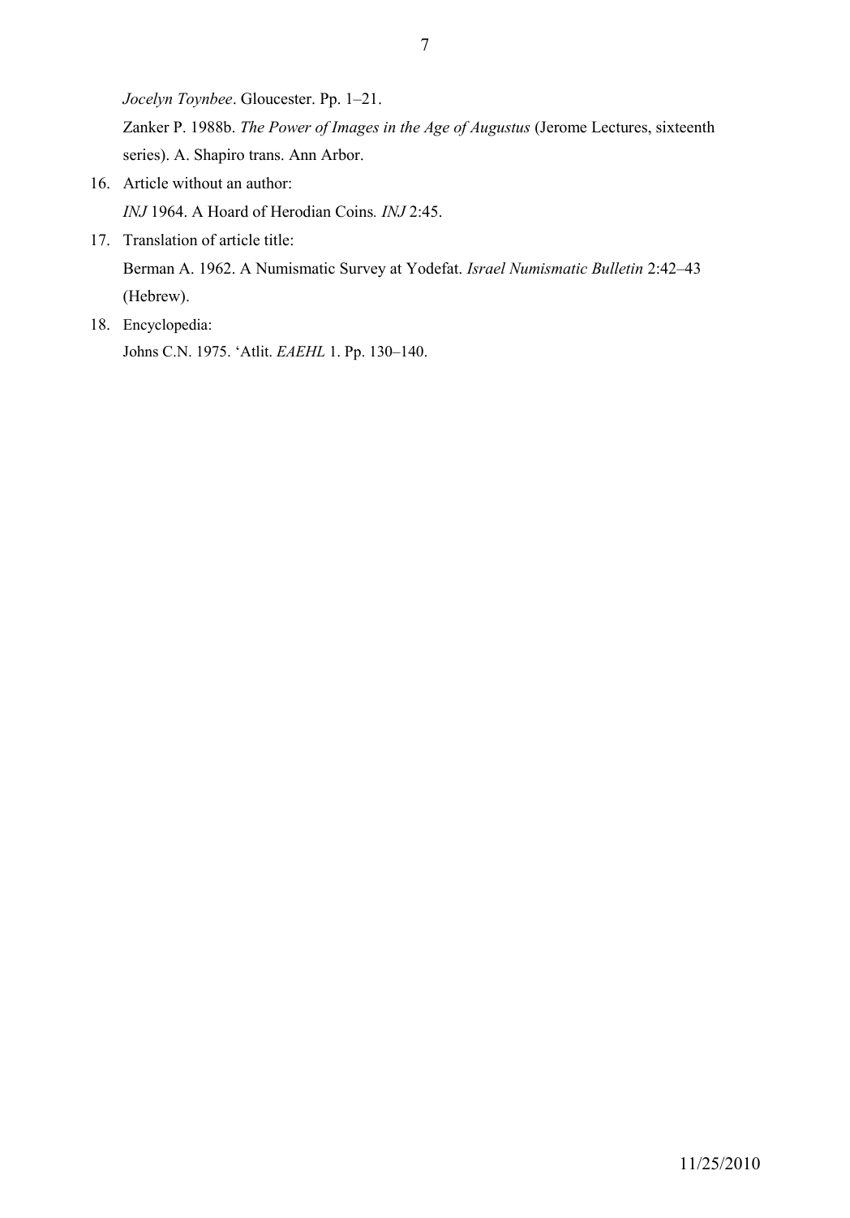*Jocelyn Toynbee*. Gloucester. Pp. 1–21.

Zanker P. 1988b. *The Power of Images in the Age of Augustus* (Jerome Lectures, sixteenth series). A. Shapiro trans. Ann Arbor.

16. Article without an author:

    *INJ* 1964. A Hoard of Herodian Coins. *INJ* 2:45.

17. Translation of article title:

    Berman A. 1962. A Numismatic Survey at Yodefat. *Israel Numismatic Bulletin* 2:42–43 (Hebrew).

18. Encyclopedia:

    Johns C.N. 1975. 'Atlit. *EAEHL* 1. Pp. 130–140.